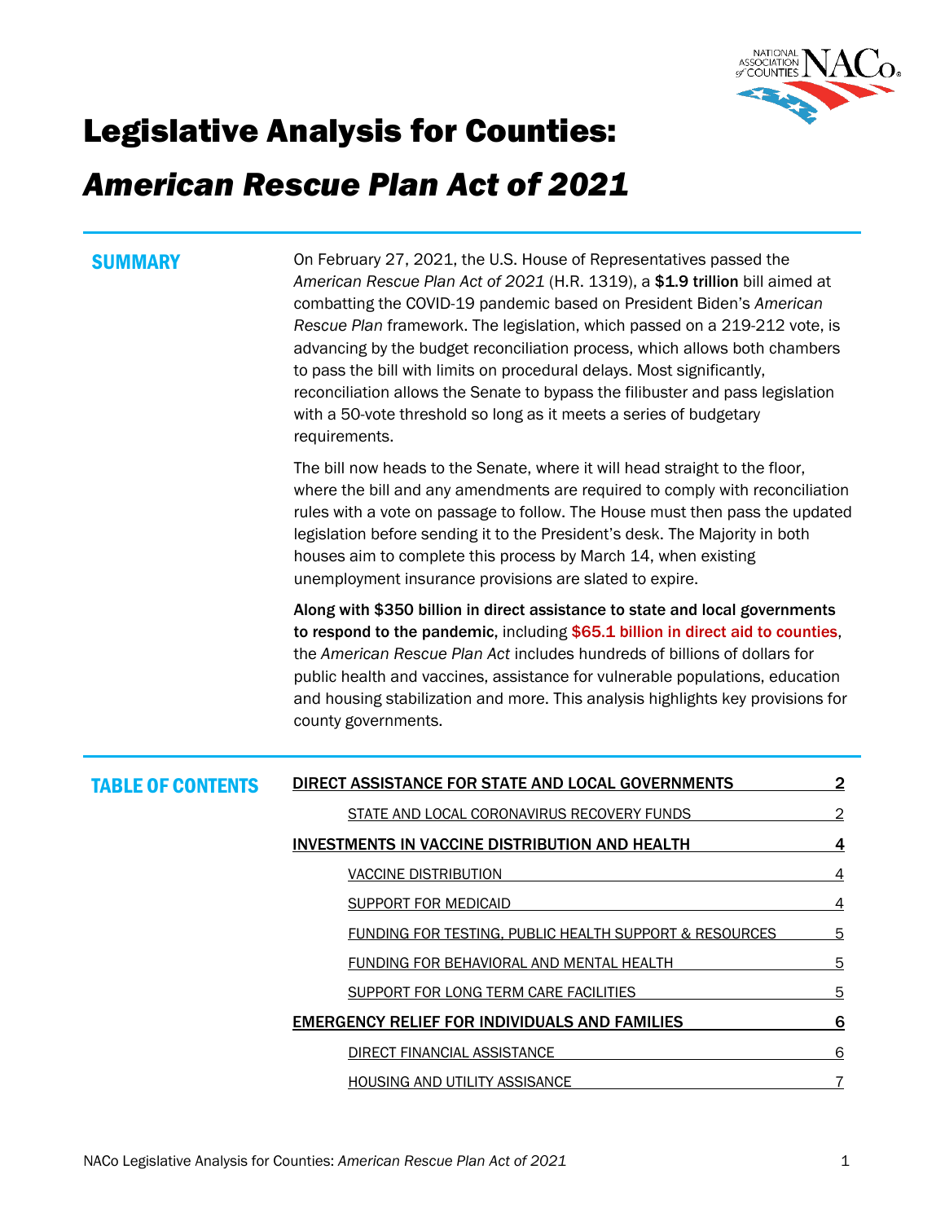# Legislative Analysis for Counties:

# *American Rescue Plan Act of 2021*

## SUMMARY

On February 27, 2021, the U.S. House of Representatives passed the *American Rescue Plan Act of 2021* (H.R. 1319), a **$1.9 trillion** bill aimed at combatting the COVID-19 pandemic based on President Biden's *American Rescue Plan* framework. The legislation, which passed on a 219-212 vote, is advancing by the budget reconciliation process, which allows both chambers to pass the bill with limits on procedural delays. Most significantly, reconciliation allows the Senate to bypass the filibuster and pass legislation with a 50-vote threshold so long as it meets a series of budgetary requirements.

The bill now heads to the Senate, where it will head straight to the floor, where the bill and any amendments are required to comply with reconciliation rules with a vote on passage to follow. The House must then pass the updated legislation before sending it to the President's desk. The Majority in both houses aim to complete this process by March 14, when existing unemployment insurance provisions are slated to expire.

**Along with $350 billion in direct assistance to state and local governments to respond to the pandemic**, including **$65.1 billion in direct aid to counties**, the *American Rescue Plan Act* includes hundreds of billions of dollars for public health and vaccines, assistance for vulnerable populations, education and housing stabilization and more. This analysis highlights key provisions for county governments.

## TABLE OF CONTENTS

- DIRECT ASSISTANCE FOR STATE AND LOCAL GOVERNMENTS — 2
  - STATE AND LOCAL CORONAVIRUS RECOVERY FUNDS — 2
- INVESTMENTS IN VACCINE DISTRIBUTION AND HEALTH — 4
  - VACCINE DISTRIBUTION — 4
  - SUPPORT FOR MEDICAID — 4
  - FUNDING FOR TESTING, PUBLIC HEALTH SUPPORT & RESOURCES — 5
  - FUNDING FOR BEHAVIORAL AND MENTAL HEALTH — 5
  - SUPPORT FOR LONG TERM CARE FACILITIES — 5
- EMERGENCY RELIEF FOR INDIVIDUALS AND FAMILIES — 6
  - DIRECT FINANCIAL ASSISTANCE — 6
  - HOUSING AND UTILITY ASSISANCE — 7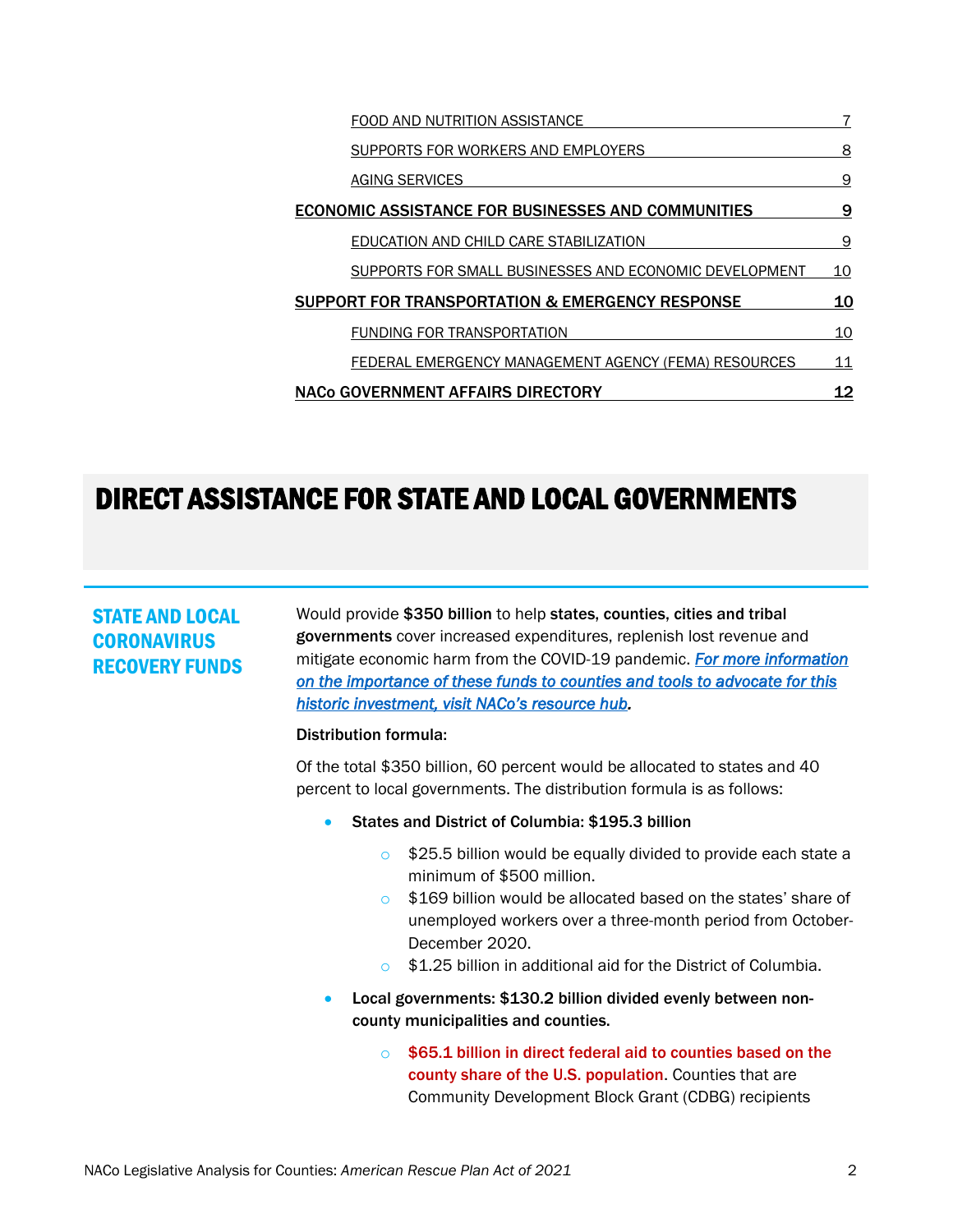[FOOD AND NUTRITION ASSISTANCE — 7]
[SUPPORTS FOR WORKERS AND EMPLOYERS — 8]
[AGING SERVICES — 9]
**[ECONOMIC ASSISTANCE FOR BUSINESSES AND COMMUNITIES — 9]**
[EDUCATION AND CHILD CARE STABILIZATION — 9]
[SUPPORTS FOR SMALL BUSINESSES AND ECONOMIC DEVELOPMENT — 10]
**[SUPPORT FOR TRANSPORTATION & EMERGENCY RESPONSE — 10]**
[FUNDING FOR TRANSPORTATION — 10]
[FEDERAL EMERGENCY MANAGEMENT AGENCY (FEMA) RESOURCES — 11]
**[NACo GOVERNMENT AFFAIRS DIRECTORY — 12]**

# DIRECT ASSISTANCE FOR STATE AND LOCAL GOVERNMENTS

## STATE AND LOCAL CORONAVIRUS RECOVERY FUNDS

Would provide **$350 billion** to help **states, counties, cities and tribal governments** cover increased expenditures, replenish lost revenue and mitigate economic harm from the COVID-19 pandemic. ***For more information on the importance of these funds to counties and tools to advocate for this historic investment, visit NACo's resource hub.***

**Distribution formula:**

Of the total $350 billion, 60 percent would be allocated to states and 40 percent to local governments. The distribution formula is as follows:

- **States and District of Columbia: $195.3 billion**
  - $25.5 billion would be equally divided to provide each state a minimum of $500 million.
  - $169 billion would be allocated based on the states' share of unemployed workers over a three-month period from October-December 2020.
  - $1.25 billion in additional aid for the District of Columbia.
- **Local governments: $130.2 billion divided evenly between non-county municipalities and counties.**
  - **$65.1 billion in direct federal aid to counties based on the county share of the U.S. population**. Counties that are Community Development Block Grant (CDBG) recipients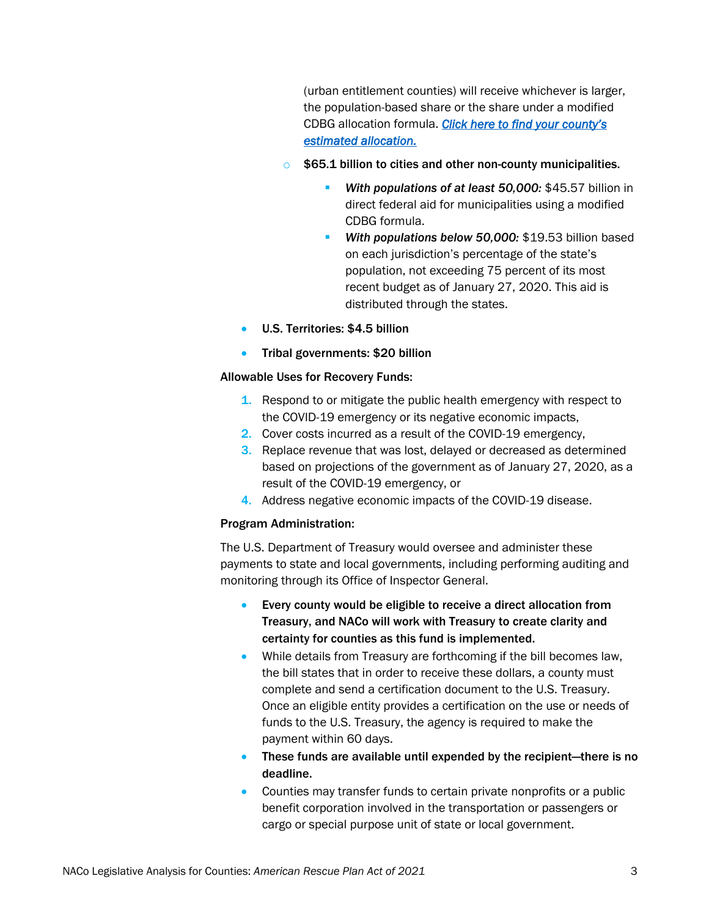(urban entitlement counties) will receive whichever is larger, the population-based share or the share under a modified CDBG allocation formula. [*Click here to find your county's estimated allocation.*]

- **$65.1 billion to cities and other non-county municipalities.**
  - ***With populations of at least 50,000:*** $45.57 billion in direct federal aid for municipalities using a modified CDBG formula.
  - ***With populations below 50,000:*** $19.53 billion based on each jurisdiction's percentage of the state's population, not exceeding 75 percent of its most recent budget as of January 27, 2020. This aid is distributed through the states.

- **U.S. Territories: $4.5 billion**
- **Tribal governments: $20 billion**

**Allowable Uses for Recovery Funds:**

1. Respond to or mitigate the public health emergency with respect to the COVID-19 emergency or its negative economic impacts,
2. Cover costs incurred as a result of the COVID-19 emergency,
3. Replace revenue that was lost, delayed or decreased as determined based on projections of the government as of January 27, 2020, as a result of the COVID-19 emergency, or
4. Address negative economic impacts of the COVID-19 disease.

**Program Administration:**

The U.S. Department of Treasury would oversee and administer these payments to state and local governments, including performing auditing and monitoring through its Office of Inspector General.

- **Every county would be eligible to receive a direct allocation from Treasury, and NACo will work with Treasury to create clarity and certainty for counties as this fund is implemented.**
- While details from Treasury are forthcoming if the bill becomes law, the bill states that in order to receive these dollars, a county must complete and send a certification document to the U.S. Treasury. Once an eligible entity provides a certification on the use or needs of funds to the U.S. Treasury, the agency is required to make the payment within 60 days.
- **These funds are available until expended by the recipient—there is no deadline.**
- Counties may transfer funds to certain private nonprofits or a public benefit corporation involved in the transportation or passengers or cargo or special purpose unit of state or local government.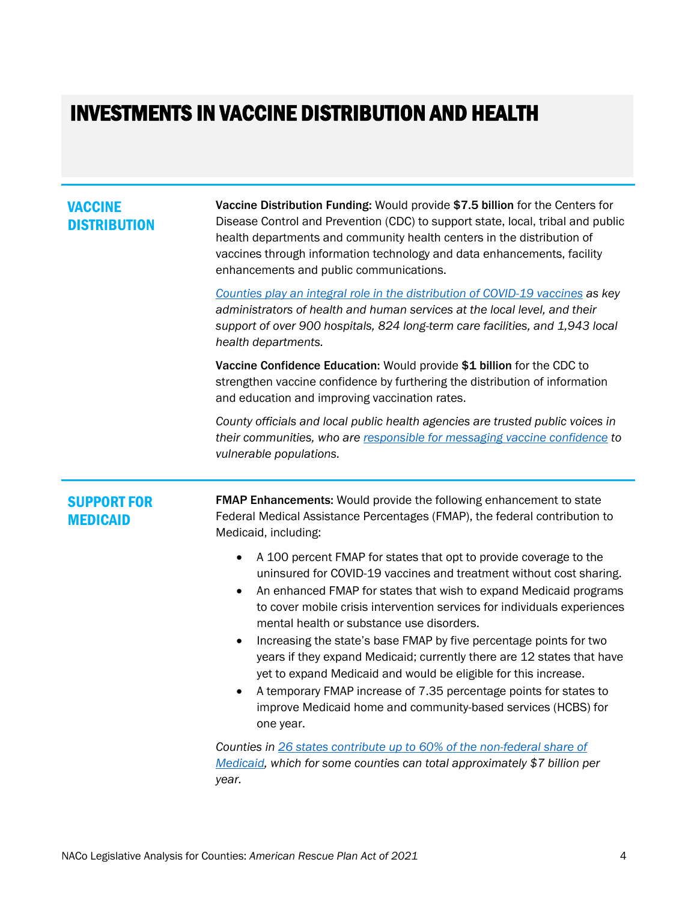# INVESTMENTS IN VACCINE DISTRIBUTION AND HEALTH

## VACCINE DISTRIBUTION

**Vaccine Distribution Funding:** Would provide **$7.5 billion** for the Centers for Disease Control and Prevention (CDC) to support state, local, tribal and public health departments and community health centers in the distribution of vaccines through information technology and data enhancements, facility enhancements and public communications.

*Counties play an integral role in the distribution of COVID-19 vaccines as key administrators of health and human services at the local level, and their support of over 900 hospitals, 824 long-term care facilities, and 1,943 local health departments.*

**Vaccine Confidence Education:** Would provide **$1 billion** for the CDC to strengthen vaccine confidence by furthering the distribution of information and education and improving vaccination rates.

*County officials and local public health agencies are trusted public voices in their communities, who are responsible for messaging vaccine confidence to vulnerable populations.*

## SUPPORT FOR MEDICAID

**FMAP Enhancements:** Would provide the following enhancement to state Federal Medical Assistance Percentages (FMAP), the federal contribution to Medicaid, including:

- A 100 percent FMAP for states that opt to provide coverage to the uninsured for COVID-19 vaccines and treatment without cost sharing.
- An enhanced FMAP for states that wish to expand Medicaid programs to cover mobile crisis intervention services for individuals experiences mental health or substance use disorders.
- Increasing the state's base FMAP by five percentage points for two years if they expand Medicaid; currently there are 12 states that have yet to expand Medicaid and would be eligible for this increase.
- A temporary FMAP increase of 7.35 percentage points for states to improve Medicaid home and community-based services (HCBS) for one year.

*Counties in 26 states contribute up to 60% of the non-federal share of Medicaid, which for some counties can total approximately $7 billion per year.*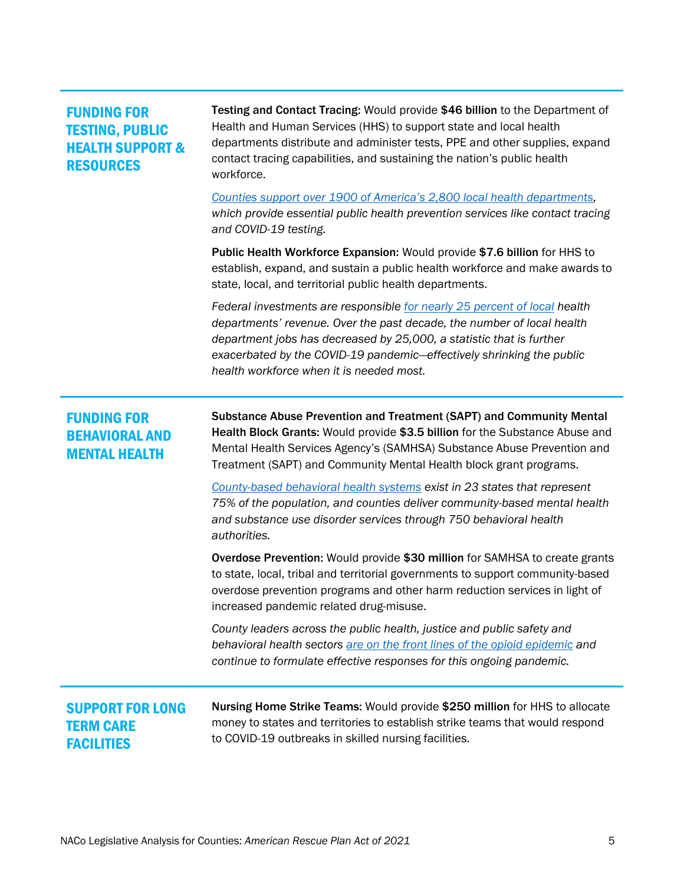## FUNDING FOR TESTING, PUBLIC HEALTH SUPPORT & RESOURCES

**Testing and Contact Tracing:** Would provide **$46 billion** to the Department of Health and Human Services (HHS) to support state and local health departments distribute and administer tests, PPE and other supplies, expand contact tracing capabilities, and sustaining the nation's public health workforce.

*Counties support over 1900 of America's 2,800 local health departments, which provide essential public health prevention services like contact tracing and COVID-19 testing.*

**Public Health Workforce Expansion:** Would provide **$7.6 billion** for HHS to establish, expand, and sustain a public health workforce and make awards to state, local, and territorial public health departments.

*Federal investments are responsible for nearly 25 percent of local health departments' revenue. Over the past decade, the number of local health department jobs has decreased by 25,000, a statistic that is further exacerbated by the COVID-19 pandemic—effectively shrinking the public health workforce when it is needed most.*

## FUNDING FOR BEHAVIORAL AND MENTAL HEALTH

**Substance Abuse Prevention and Treatment (SAPT) and Community Mental Health Block Grants:** Would provide **$3.5 billion** for the Substance Abuse and Mental Health Services Agency's (SAMHSA) Substance Abuse Prevention and Treatment (SAPT) and Community Mental Health block grant programs.

*County-based behavioral health systems exist in 23 states that represent 75% of the population, and counties deliver community-based mental health and substance use disorder services through 750 behavioral health authorities.*

**Overdose Prevention:** Would provide **$30 million** for SAMHSA to create grants to state, local, tribal and territorial governments to support community-based overdose prevention programs and other harm reduction services in light of increased pandemic related drug-misuse.

*County leaders across the public health, justice and public safety and behavioral health sectors are on the front lines of the opioid epidemic and continue to formulate effective responses for this ongoing pandemic.*

## SUPPORT FOR LONG TERM CARE FACILITIES

**Nursing Home Strike Teams:** Would provide **$250 million** for HHS to allocate money to states and territories to establish strike teams that would respond to COVID-19 outbreaks in skilled nursing facilities.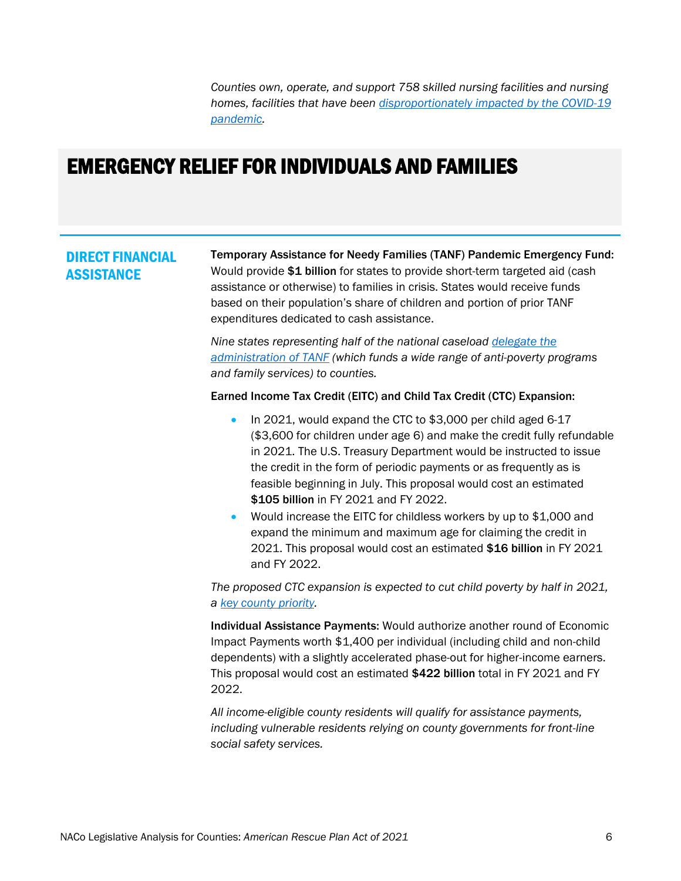*Counties own, operate, and support 758 skilled nursing facilities and nursing homes, facilities that have been disproportionately impacted by the COVID-19 pandemic.*

# EMERGENCY RELIEF FOR INDIVIDUALS AND FAMILIES

## DIRECT FINANCIAL ASSISTANCE

**Temporary Assistance for Needy Families (TANF) Pandemic Emergency Fund:** Would provide **$1 billion** for states to provide short-term targeted aid (cash assistance or otherwise) to families in crisis. States would receive funds based on their population's share of children and portion of prior TANF expenditures dedicated to cash assistance.

*Nine states representing half of the national caseload delegate the administration of TANF (which funds a wide range of anti-poverty programs and family services) to counties.*

**Earned Income Tax Credit (EITC) and Child Tax Credit (CTC) Expansion:**

- In 2021, would expand the CTC to $3,000 per child aged 6-17 ($3,600 for children under age 6) and make the credit fully refundable in 2021. The U.S. Treasury Department would be instructed to issue the credit in the form of periodic payments or as frequently as is feasible beginning in July. This proposal would cost an estimated **$105 billion** in FY 2021 and FY 2022.
- Would increase the EITC for childless workers by up to $1,000 and expand the minimum and maximum age for claiming the credit in 2021. This proposal would cost an estimated **$16 billion** in FY 2021 and FY 2022.

*The proposed CTC expansion is expected to cut child poverty by half in 2021, a key county priority.*

**Individual Assistance Payments:** Would authorize another round of Economic Impact Payments worth $1,400 per individual (including child and non-child dependents) with a slightly accelerated phase-out for higher-income earners. This proposal would cost an estimated **$422 billion** total in FY 2021 and FY 2022.

*All income-eligible county residents will qualify for assistance payments, including vulnerable residents relying on county governments for front-line social safety services.*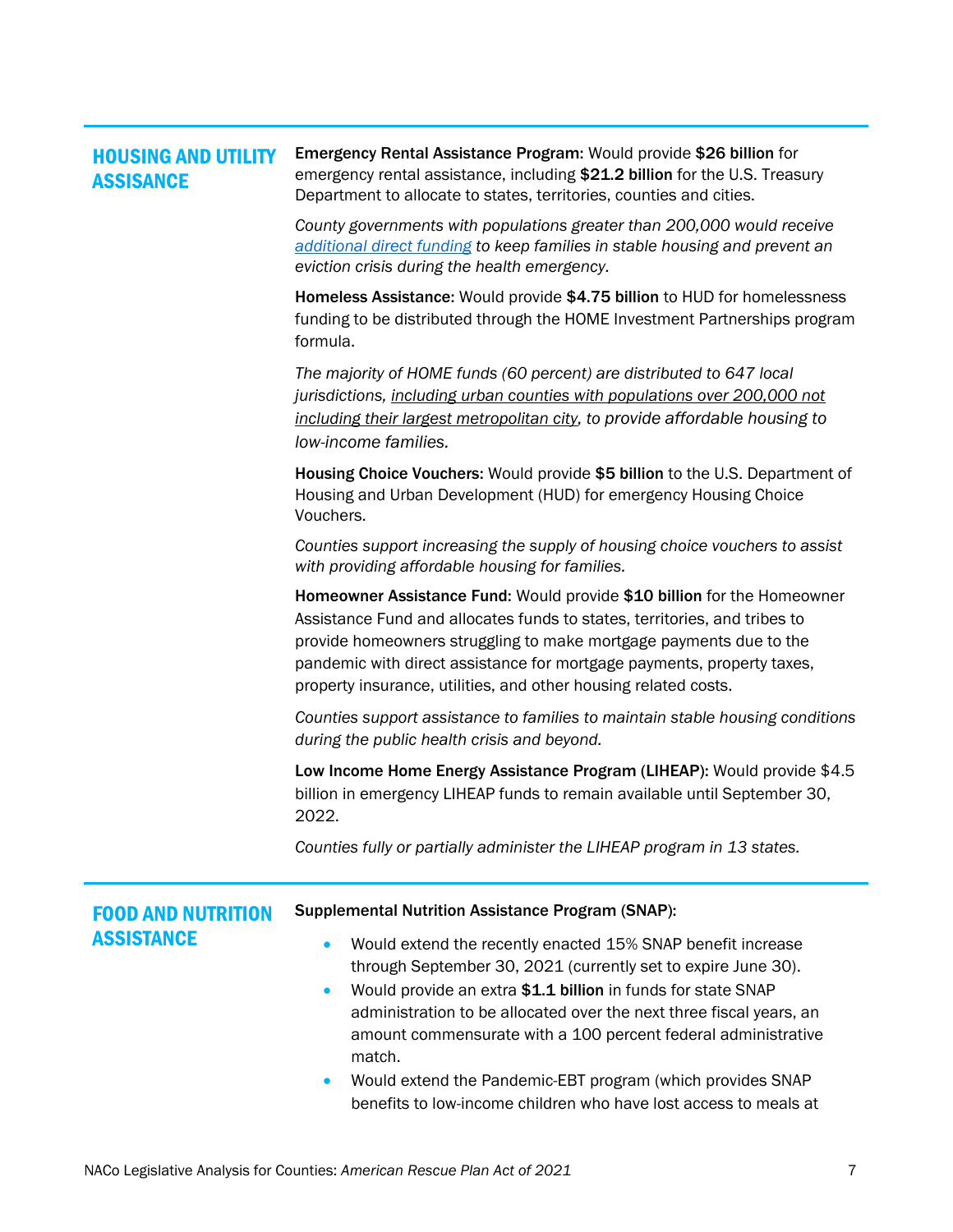## HOUSING AND UTILITY ASSISTANCE

**Emergency Rental Assistance Program:** Would provide **$26 billion** for emergency rental assistance, including **$21.2 billion** for the U.S. Treasury Department to allocate to states, territories, counties and cities.

*County governments with populations greater than 200,000 would receive additional direct funding to keep families in stable housing and prevent an eviction crisis during the health emergency.*

**Homeless Assistance:** Would provide **$4.75 billion** to HUD for homelessness funding to be distributed through the HOME Investment Partnerships program formula.

*The majority of HOME funds (60 percent) are distributed to 647 local jurisdictions, including urban counties with populations over 200,000 not including their largest metropolitan city, to provide affordable housing to low-income families.*

**Housing Choice Vouchers:** Would provide **$5 billion** to the U.S. Department of Housing and Urban Development (HUD) for emergency Housing Choice Vouchers.

*Counties support increasing the supply of housing choice vouchers to assist with providing affordable housing for families.*

**Homeowner Assistance Fund:** Would provide **$10 billion** for the Homeowner Assistance Fund and allocates funds to states, territories, and tribes to provide homeowners struggling to make mortgage payments due to the pandemic with direct assistance for mortgage payments, property taxes, property insurance, utilities, and other housing related costs.

*Counties support assistance to families to maintain stable housing conditions during the public health crisis and beyond.*

**Low Income Home Energy Assistance Program (LIHEAP):** Would provide $4.5 billion in emergency LIHEAP funds to remain available until September 30, 2022.

*Counties fully or partially administer the LIHEAP program in 13 states.*

## FOOD AND NUTRITION ASSISTANCE

**Supplemental Nutrition Assistance Program (SNAP):**

- Would extend the recently enacted 15% SNAP benefit increase through September 30, 2021 (currently set to expire June 30).
- Would provide an extra **$1.1 billion** in funds for state SNAP administration to be allocated over the next three fiscal years, an amount commensurate with a 100 percent federal administrative match.
- Would extend the Pandemic-EBT program (which provides SNAP benefits to low-income children who have lost access to meals at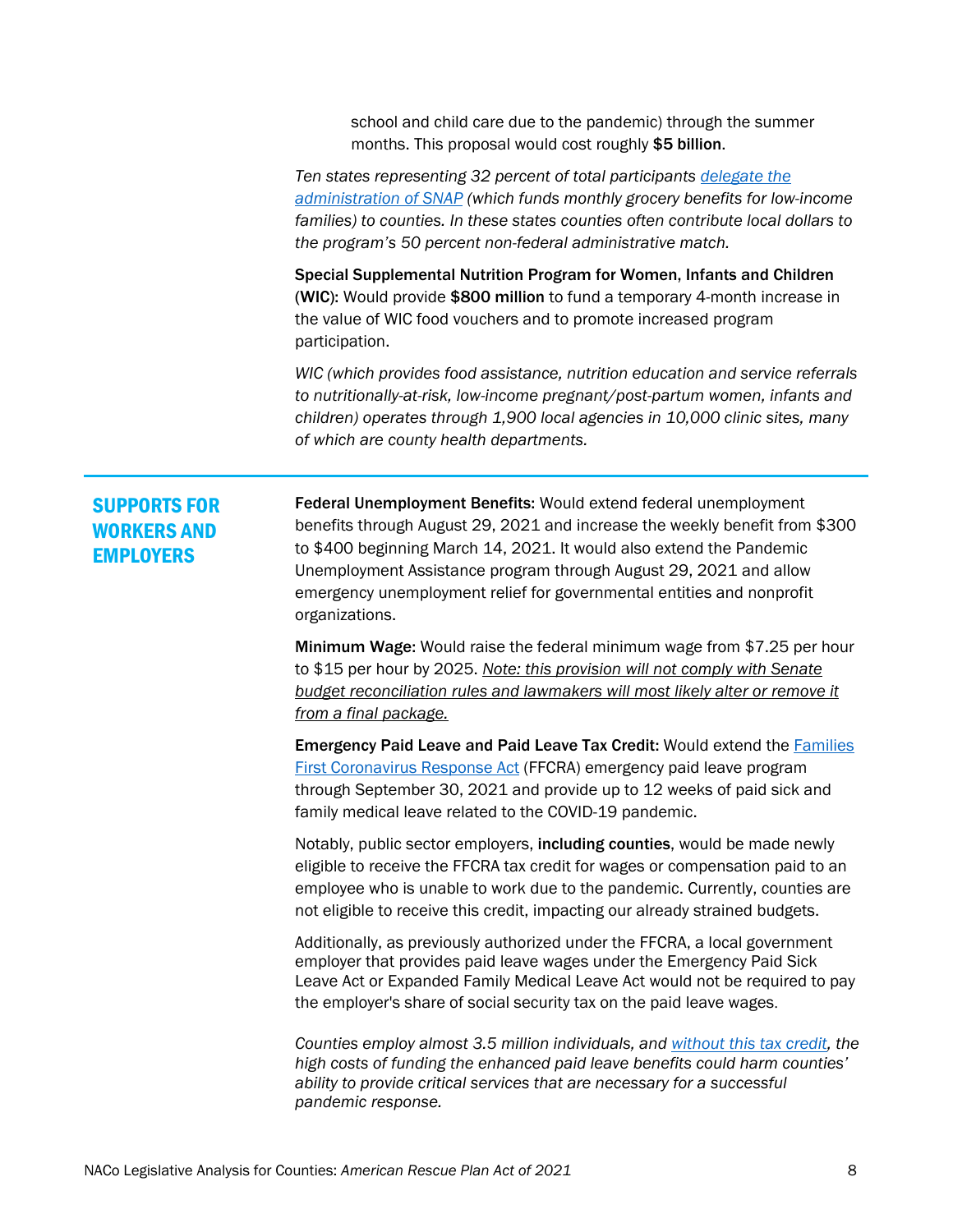school and child care due to the pandemic) through the summer months. This proposal would cost roughly **$5 billion**.

*Ten states representing 32 percent of total participants [delegate the administration of SNAP](#) (which funds monthly grocery benefits for low-income families) to counties. In these states counties often contribute local dollars to the program's 50 percent non-federal administrative match.*

**Special Supplemental Nutrition Program for Women, Infants and Children (WIC):** Would provide **$800 million** to fund a temporary 4-month increase in the value of WIC food vouchers and to promote increased program participation.

*WIC (which provides food assistance, nutrition education and service referrals to nutritionally-at-risk, low-income pregnant/post-partum women, infants and children) operates through 1,900 local agencies in 10,000 clinic sites, many of which are county health departments.*

## SUPPORTS FOR WORKERS AND EMPLOYERS

**Federal Unemployment Benefits:** Would extend federal unemployment benefits through August 29, 2021 and increase the weekly benefit from $300 to $400 beginning March 14, 2021. It would also extend the Pandemic Unemployment Assistance program through August 29, 2021 and allow emergency unemployment relief for governmental entities and nonprofit organizations.

**Minimum Wage:** Would raise the federal minimum wage from $7.25 per hour to $15 per hour by 2025. *Note: this provision will not comply with Senate budget reconciliation rules and lawmakers will most likely alter or remove it from a final package.*

**Emergency Paid Leave and Paid Leave Tax Credit:** Would extend the [Families First Coronavirus Response Act](#) (FFCRA) emergency paid leave program through September 30, 2021 and provide up to 12 weeks of paid sick and family medical leave related to the COVID-19 pandemic.

Notably, public sector employers, **including counties**, would be made newly eligible to receive the FFCRA tax credit for wages or compensation paid to an employee who is unable to work due to the pandemic. Currently, counties are not eligible to receive this credit, impacting our already strained budgets.

Additionally, as previously authorized under the FFCRA, a local government employer that provides paid leave wages under the Emergency Paid Sick Leave Act or Expanded Family Medical Leave Act would not be required to pay the employer's share of social security tax on the paid leave wages.

*Counties employ almost 3.5 million individuals, and [without this tax credit](#), the high costs of funding the enhanced paid leave benefits could harm counties' ability to provide critical services that are necessary for a successful pandemic response.*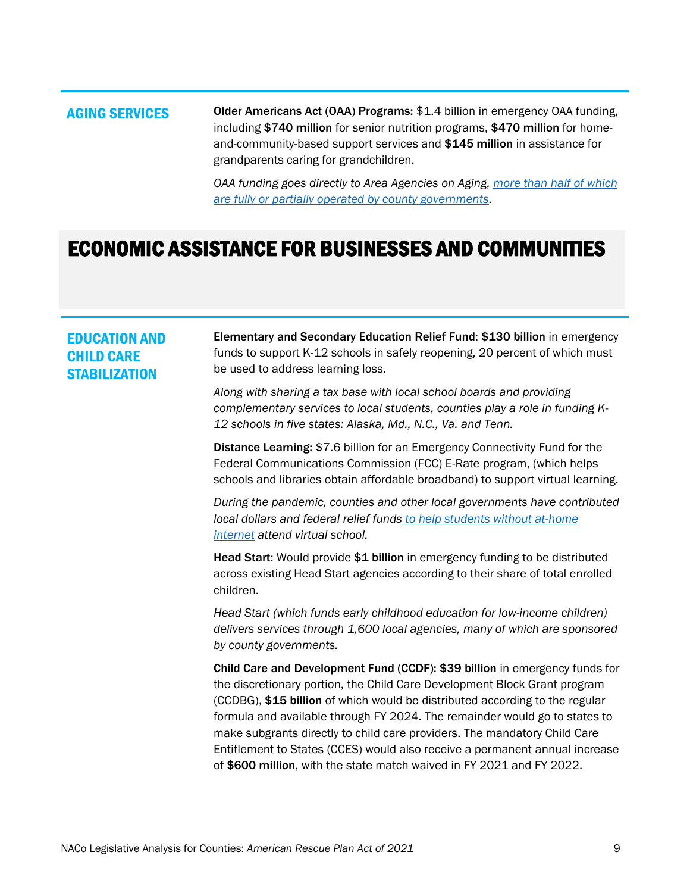### AGING SERVICES

**Older Americans Act (OAA) Programs:** $1.4 billion in emergency OAA funding, including **$740 million** for senior nutrition programs, **$470 million** for home-and-community-based support services and **$145 million** in assistance for grandparents caring for grandchildren.

*OAA funding goes directly to Area Agencies on Aging, more than half of which are fully or partially operated by county governments.*

## ECONOMIC ASSISTANCE FOR BUSINESSES AND COMMUNITIES

### EDUCATION AND CHILD CARE STABILIZATION

**Elementary and Secondary Education Relief Fund: $130 billion** in emergency funds to support K-12 schools in safely reopening, 20 percent of which must be used to address learning loss.

*Along with sharing a tax base with local school boards and providing complementary services to local students, counties play a role in funding K-12 schools in five states: Alaska, Md., N.C., Va. and Tenn.*

**Distance Learning:** $7.6 billion for an Emergency Connectivity Fund for the Federal Communications Commission (FCC) E-Rate program, (which helps schools and libraries obtain affordable broadband) to support virtual learning.

*During the pandemic, counties and other local governments have contributed local dollars and federal relief funds to help students without at-home internet attend virtual school.*

**Head Start:** Would provide **$1 billion** in emergency funding to be distributed across existing Head Start agencies according to their share of total enrolled children.

*Head Start (which funds early childhood education for low-income children) delivers services through 1,600 local agencies, many of which are sponsored by county governments.*

**Child Care and Development Fund (CCDF): $39 billion** in emergency funds for the discretionary portion, the Child Care Development Block Grant program (CCDBG), **$15 billion** of which would be distributed according to the regular formula and available through FY 2024. The remainder would go to states to make subgrants directly to child care providers. The mandatory Child Care Entitlement to States (CCES) would also receive a permanent annual increase of **$600 million**, with the state match waived in FY 2021 and FY 2022.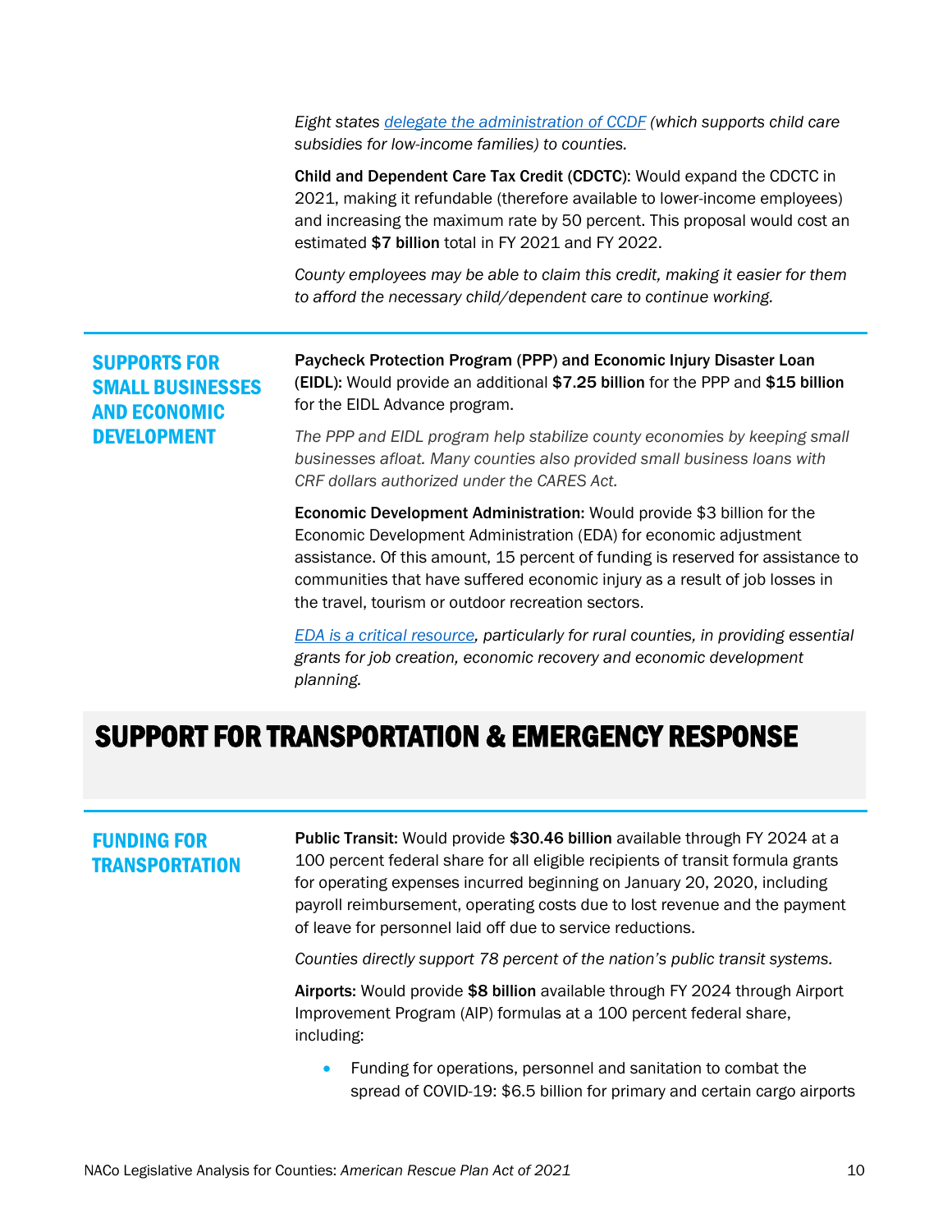*Eight states [delegate the administration of CCDF](#) (which supports child care subsidies for low-income families) to counties.*

**Child and Dependent Care Tax Credit** (**CDCTC**): Would expand the CDCTC in 2021, making it refundable (therefore available to lower-income employees) and increasing the maximum rate by 50 percent. This proposal would cost an estimated **$7 billion** total in FY 2021 and FY 2022.

*County employees may be able to claim this credit, making it easier for them to afford the necessary child/dependent care to continue working.*

### SUPPORTS FOR SMALL BUSINESSES AND ECONOMIC DEVELOPMENT

**Paycheck Protection Program** (**PPP**) **and Economic Injury Disaster Loan** (**EIDL**)**:** Would provide an additional **$7.25 billion** for the PPP and **$15 billion** for the EIDL Advance program.

*The PPP and EIDL program help stabilize county economies by keeping small businesses afloat. Many counties also provided small business loans with CRF dollars authorized under the CARES Act.*

**Economic Development Administration:** Would provide $3 billion for the Economic Development Administration (EDA) for economic adjustment assistance. Of this amount, 15 percent of funding is reserved for assistance to communities that have suffered economic injury as a result of job losses in the travel, tourism or outdoor recreation sectors.

*[EDA is a critical resource](#), particularly for rural counties, in providing essential grants for job creation, economic recovery and economic development planning.*

## SUPPORT FOR TRANSPORTATION & EMERGENCY RESPONSE

### FUNDING FOR TRANSPORTATION

**Public Transit:** Would provide **$30.46 billion** available through FY 2024 at a 100 percent federal share for all eligible recipients of transit formula grants for operating expenses incurred beginning on January 20, 2020, including payroll reimbursement, operating costs due to lost revenue and the payment of leave for personnel laid off due to service reductions.

*Counties directly support 78 percent of the nation's public transit systems.*

**Airports:** Would provide **$8 billion** available through FY 2024 through Airport Improvement Program (AIP) formulas at a 100 percent federal share, including:

- Funding for operations, personnel and sanitation to combat the spread of COVID-19: $6.5 billion for primary and certain cargo airports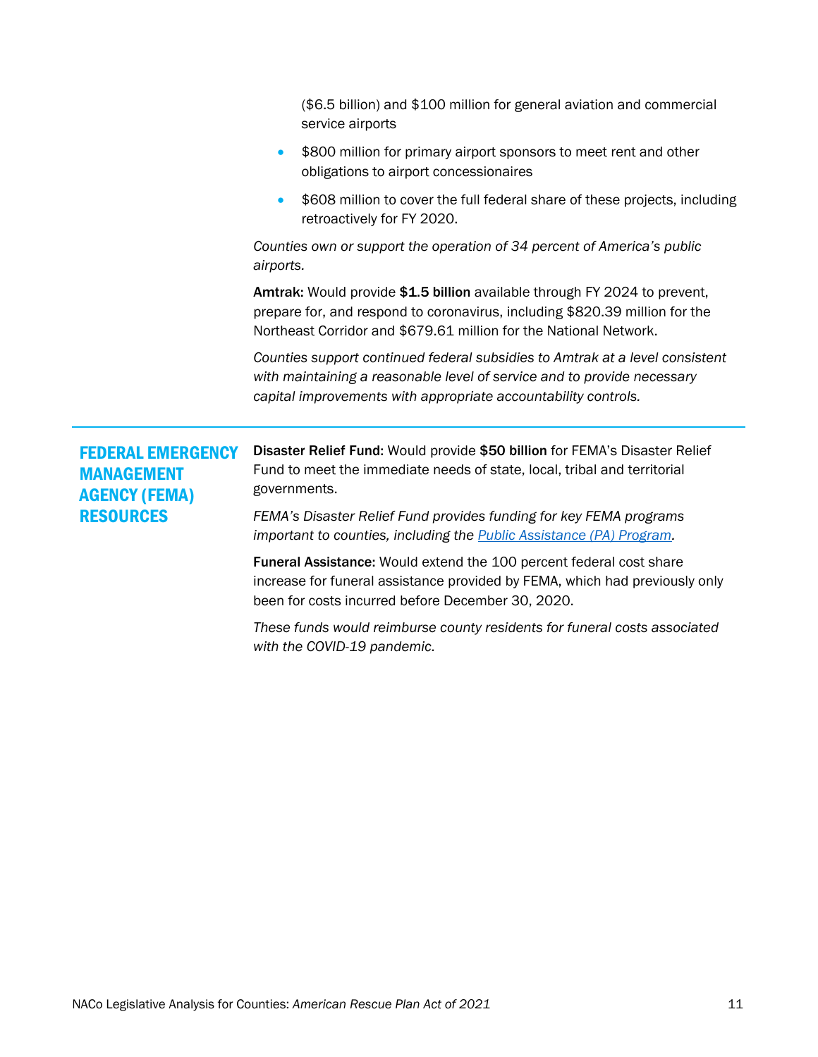($6.5 billion) and $100 million for general aviation and commercial service airports

- $800 million for primary airport sponsors to meet rent and other obligations to airport concessionaires
- $608 million to cover the full federal share of these projects, including retroactively for FY 2020.

*Counties own or support the operation of 34 percent of America's public airports.*

**Amtrak:** Would provide **$1.5 billion** available through FY 2024 to prevent, prepare for, and respond to coronavirus, including $820.39 million for the Northeast Corridor and $679.61 million for the National Network.

*Counties support continued federal subsidies to Amtrak at a level consistent with maintaining a reasonable level of service and to provide necessary capital improvements with appropriate accountability controls.*

---

## FEDERAL EMERGENCY MANAGEMENT AGENCY (FEMA) RESOURCES

**Disaster Relief Fund:** Would provide **$50 billion** for FEMA's Disaster Relief Fund to meet the immediate needs of state, local, tribal and territorial governments.

*FEMA's Disaster Relief Fund provides funding for key FEMA programs important to counties, including the [Public Assistance (PA) Program](#).*

**Funeral Assistance:** Would extend the 100 percent federal cost share increase for funeral assistance provided by FEMA, which had previously only been for costs incurred before December 30, 2020.

*These funds would reimburse county residents for funeral costs associated with the COVID-19 pandemic.*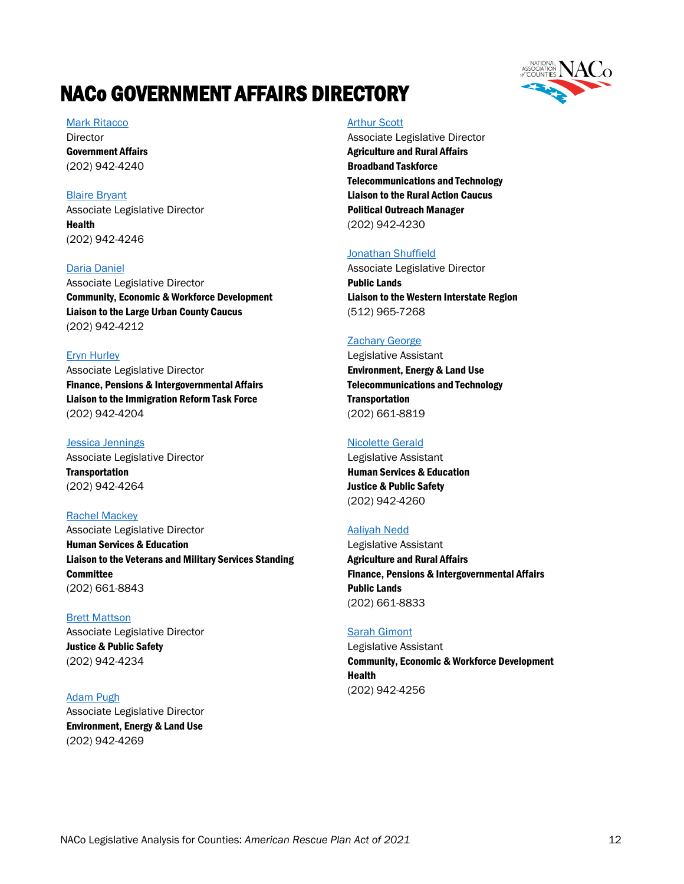# NACo GOVERNMENT AFFAIRS DIRECTORY

Mark Ritacco
Director
**Government Affairs**
(202) 942-4240

Blaire Bryant
Associate Legislative Director
**Health**
(202) 942-4246

Daria Daniel
Associate Legislative Director
**Community, Economic & Workforce Development**
**Liaison to the Large Urban County Caucus**
(202) 942-4212

Eryn Hurley
Associate Legislative Director
**Finance, Pensions & Intergovernmental Affairs**
**Liaison to the Immigration Reform Task Force**
(202) 942-4204

Jessica Jennings
Associate Legislative Director
**Transportation**
(202) 942-4264

Rachel Mackey
Associate Legislative Director
**Human Services & Education**
**Liaison to the Veterans and Military Services Standing Committee**
(202) 661-8843

Brett Mattson
Associate Legislative Director
**Justice & Public Safety**
(202) 942-4234

Adam Pugh
Associate Legislative Director
**Environment, Energy & Land Use**
(202) 942-4269

Arthur Scott
Associate Legislative Director
**Agriculture and Rural Affairs**
**Broadband Taskforce**
**Telecommunications and Technology**
**Liaison to the Rural Action Caucus**
**Political Outreach Manager**
(202) 942-4230

Jonathan Shuffield
Associate Legislative Director
**Public Lands**
**Liaison to the Western Interstate Region**
(512) 965-7268

Zachary George
Legislative Assistant
**Environment, Energy & Land Use**
**Telecommunications and Technology**
**Transportation**
(202) 661-8819

Nicolette Gerald
Legislative Assistant
**Human Services & Education**
**Justice & Public Safety**
(202) 942-4260

Aaliyah Nedd
Legislative Assistant
**Agriculture and Rural Affairs**
**Finance, Pensions & Intergovernmental Affairs**
**Public Lands**
(202) 661-8833

Sarah Gimont
Legislative Assistant
**Community, Economic & Workforce Development**
**Health**
(202) 942-4256